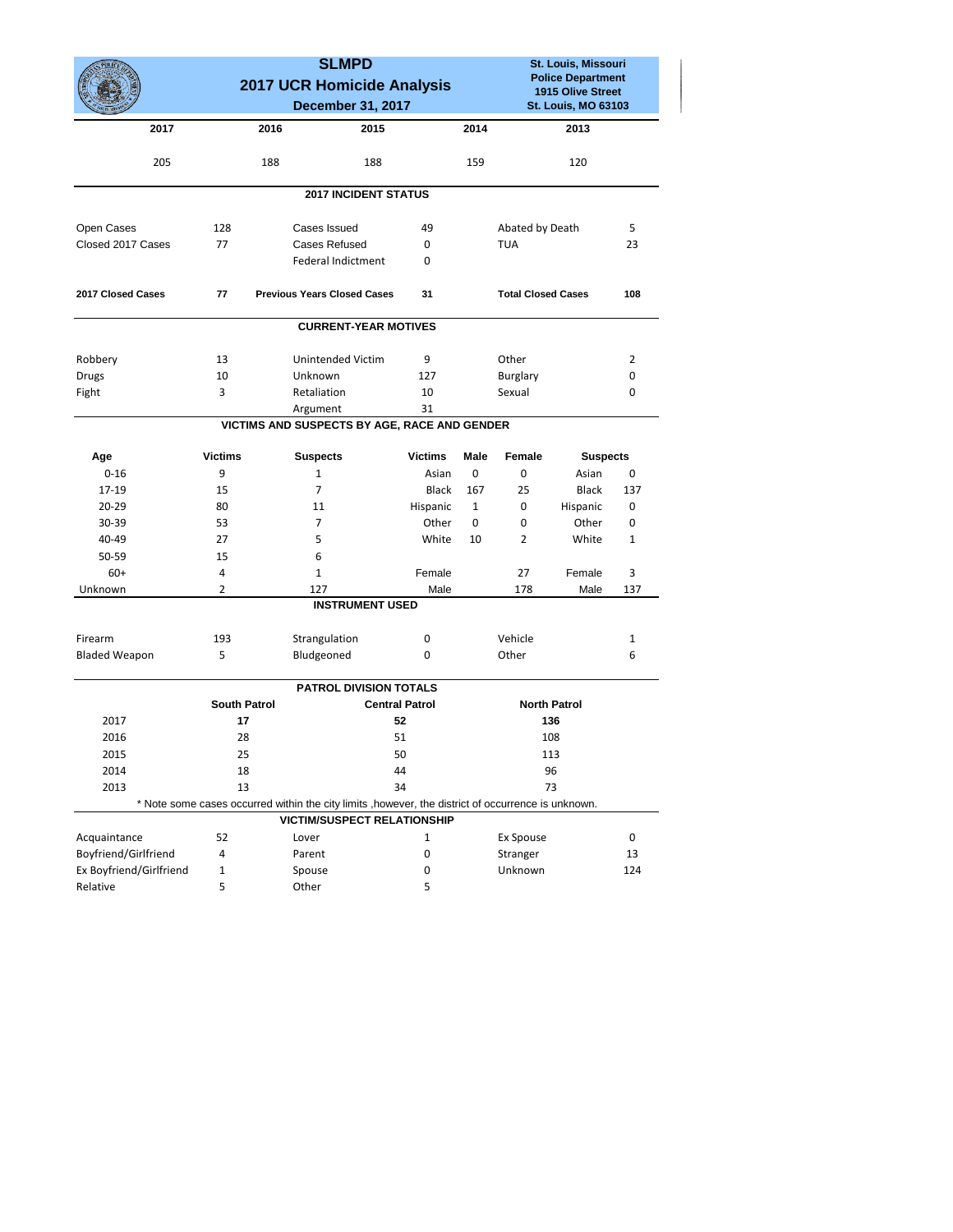# SLMPD

## 2017 UCR Homicide Analysis

**December 31, 2017**

**St. Louis, Missouri**
**Police Department**
**1915 Olive Street**
**St. Louis, MO 63103**

| 2017 | 2016 | 2015 | 2014 | 2013 |
|---|---|---|---|---|
| 205 | 188 | 188 | 159 | 120 |

### 2017 INCIDENT STATUS

| | | | | | |
|---|---|---|---|---|---|
| Open Cases | 128 | Cases Issued | 49 | Abated by Death | 5 |
| Closed 2017 Cases | 77 | Cases Refused | 0 | TUA | 23 |
| | | Federal Indictment | 0 | | |
| **2017 Closed Cases** | **77** | **Previous Years Closed Cases** | **31** | **Total Closed Cases** | **108** |

### CURRENT-YEAR MOTIVES

| | | | | | |
|---|---|---|---|---|---|
| Robbery | 13 | Unintended Victim | 9 | Other | 2 |
| Drugs | 10 | Unknown | 127 | Burglary | 0 |
| Fight | 3 | Retaliation | 10 | Sexual | 0 |
| | | Argument | 31 | | |

### VICTIMS AND SUSPECTS BY AGE, RACE AND GENDER

| Age | Victims | Suspects | Victims | Male | Female | Suspects | |
|---|---|---|---|---|---|---|---|
| 0-16 | 9 | 1 | Asian | 0 | 0 | Asian | 0 |
| 17-19 | 15 | 7 | Black | 167 | 25 | Black | 137 |
| 20-29 | 80 | 11 | Hispanic | 1 | 0 | Hispanic | 0 |
| 30-39 | 53 | 7 | Other | 0 | 0 | Other | 0 |
| 40-49 | 27 | 5 | White | 10 | 2 | White | 1 |
| 50-59 | 15 | 6 | | | | | |
| 60+ | 4 | 1 | Female | | 27 | Female | 3 |
| Unknown | 2 | 127 | Male | | 178 | Male | 137 |

### INSTRUMENT USED

| | | | | | |
|---|---|---|---|---|---|
| Firearm | 193 | Strangulation | 0 | Vehicle | 1 |
| Bladed Weapon | 5 | Bludgeoned | 0 | Other | 6 |

### PATROL DIVISION TOTALS

| | South Patrol | Central Patrol | North Patrol |
|---|---|---|---|
| 2017 | **17** | **52** | **136** |
| 2016 | 28 | 51 | 108 |
| 2015 | 25 | 50 | 113 |
| 2014 | 18 | 44 | 96 |
| 2013 | 13 | 34 | 73 |

\* Note some cases occurred within the city limits ,however, the district of occurrence is unknown.

### VICTIM/SUSPECT RELATIONSHIP

| | | | | | |
|---|---|---|---|---|---|
| Acquaintance | 52 | Lover | 1 | Ex Spouse | 0 |
| Boyfriend/Girlfriend | 4 | Parent | 0 | Stranger | 13 |
| Ex Boyfriend/Girlfriend | 1 | Spouse | 0 | Unknown | 124 |
| Relative | 5 | Other | 5 | | |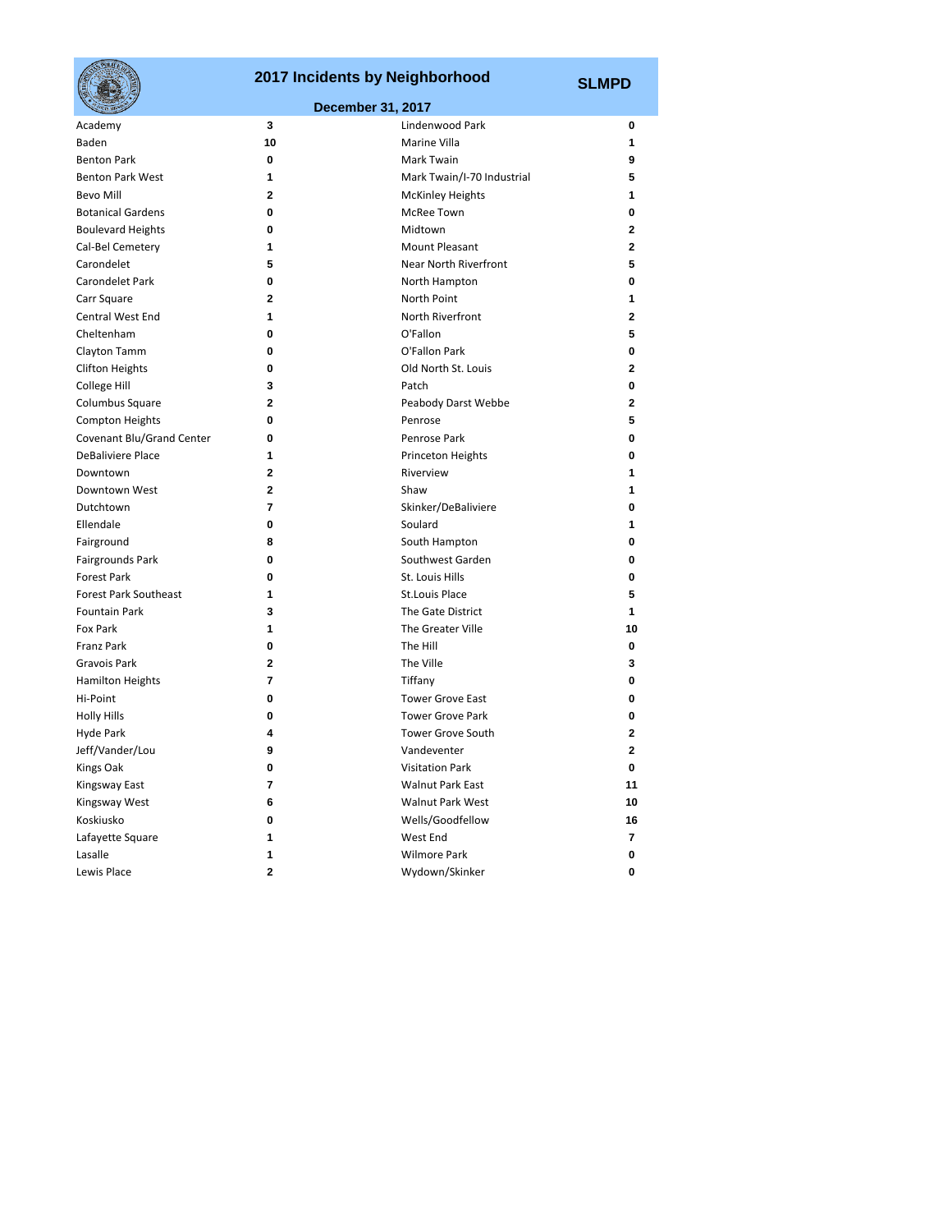# 2017 Incidents by Neighborhood

**SLMPD**

**December 31, 2017**

| | | | |
|---|---|---|---|
| Academy | 3 | Lindenwood Park | 0 |
| Baden | 10 | Marine Villa | 1 |
| Benton Park | 0 | Mark Twain | 9 |
| Benton Park West | 1 | Mark Twain/I-70 Industrial | 5 |
| Bevo Mill | 2 | McKinley Heights | 1 |
| Botanical Gardens | 0 | McRee Town | 0 |
| Boulevard Heights | 0 | Midtown | 2 |
| Cal-Bel Cemetery | 1 | Mount Pleasant | 2 |
| Carondelet | 5 | Near North Riverfront | 5 |
| Carondelet Park | 0 | North Hampton | 0 |
| Carr Square | 2 | North Point | 1 |
| Central West End | 1 | North Riverfront | 2 |
| Cheltenham | 0 | O'Fallon | 5 |
| Clayton Tamm | 0 | O'Fallon Park | 0 |
| Clifton Heights | 0 | Old North St. Louis | 2 |
| College Hill | 3 | Patch | 0 |
| Columbus Square | 2 | Peabody Darst Webbe | 2 |
| Compton Heights | 0 | Penrose | 5 |
| Covenant Blu/Grand Center | 0 | Penrose Park | 0 |
| DeBaliviere Place | 1 | Princeton Heights | 0 |
| Downtown | 2 | Riverview | 1 |
| Downtown West | 2 | Shaw | 1 |
| Dutchtown | 7 | Skinker/DeBaliviere | 0 |
| Ellendale | 0 | Soulard | 1 |
| Fairground | 8 | South Hampton | 0 |
| Fairgrounds Park | 0 | Southwest Garden | 0 |
| Forest Park | 0 | St. Louis Hills | 0 |
| Forest Park Southeast | 1 | St.Louis Place | 5 |
| Fountain Park | 3 | The Gate District | 1 |
| Fox Park | 1 | The Greater Ville | 10 |
| Franz Park | 0 | The Hill | 0 |
| Gravois Park | 2 | The Ville | 3 |
| Hamilton Heights | 7 | Tiffany | 0 |
| Hi-Point | 0 | Tower Grove East | 0 |
| Holly Hills | 0 | Tower Grove Park | 0 |
| Hyde Park | 4 | Tower Grove South | 2 |
| Jeff/Vander/Lou | 9 | Vandeventer | 2 |
| Kings Oak | 0 | Visitation Park | 0 |
| Kingsway East | 7 | Walnut Park East | 11 |
| Kingsway West | 6 | Walnut Park West | 10 |
| Koskiusko | 0 | Wells/Goodfellow | 16 |
| Lafayette Square | 1 | West End | 7 |
| Lasalle | 1 | Wilmore Park | 0 |
| Lewis Place | 2 | Wydown/Skinker | 0 |